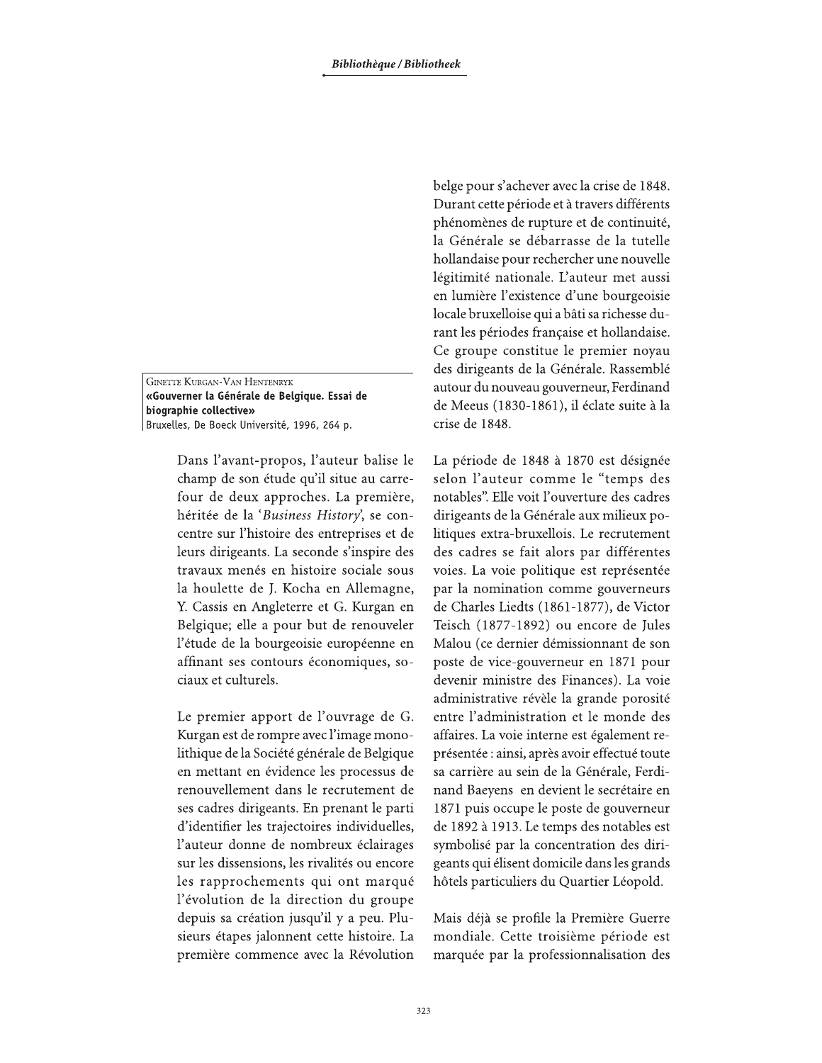Ginette Kurgan-Van Hentenryk
**«Gouverner la Générale de Belgique. Essai de biographie collective»**
Bruxelles, De Boeck Université, 1996, 264 p.

Dans l'avant-propos, l'auteur balise le champ de son étude qu'il situe au carrefour de deux approches. La première, héritée de la '*Business History*', se concentre sur l'histoire des entreprises et de leurs dirigeants. La seconde s'inspire des travaux menés en histoire sociale sous la houlette de J. Kocha en Allemagne, Y. Cassis en Angleterre et G. Kurgan en Belgique; elle a pour but de renouveler l'étude de la bourgeoisie européenne en affinant ses contours économiques, sociaux et culturels.

Le premier apport de l'ouvrage de G. Kurgan est de rompre avec l'image monolithique de la Société générale de Belgique en mettant en évidence les processus de renouvellement dans le recrutement de ses cadres dirigeants. En prenant le parti d'identifier les trajectoires individuelles, l'auteur donne de nombreux éclairages sur les dissensions, les rivalités ou encore les rapprochements qui ont marqué l'évolution de la direction du groupe depuis sa création jusqu'il y a peu. Plusieurs étapes jalonnent cette histoire. La première commence avec la Révolution belge pour s'achever avec la crise de 1848. Durant cette période et à travers différents phénomènes de rupture et de continuité, la Générale se débarrasse de la tutelle hollandaise pour rechercher une nouvelle légitimité nationale. L'auteur met aussi en lumière l'existence d'une bourgeoisie locale bruxelloise qui a bâti sa richesse durant les périodes française et hollandaise. Ce groupe constitue le premier noyau des dirigeants de la Générale. Rassemblé autour du nouveau gouverneur, Ferdinand de Meeus (1830-1861), il éclate suite à la crise de 1848.

La période de 1848 à 1870 est désignée selon l'auteur comme le "temps des notables". Elle voit l'ouverture des cadres dirigeants de la Générale aux milieux politiques extra-bruxellois. Le recrutement des cadres se fait alors par différentes voies. La voie politique est représentée par la nomination comme gouverneurs de Charles Liedts (1861-1877), de Victor Teisch (1877-1892) ou encore de Jules Malou (ce dernier démissionnant de son poste de vice-gouverneur en 1871 pour devenir ministre des Finances). La voie administrative révèle la grande porosité entre l'administration et le monde des affaires. La voie interne est également représentée : ainsi, après avoir effectué toute sa carrière au sein de la Générale, Ferdinand Baeyens en devient le secrétaire en 1871 puis occupe le poste de gouverneur de 1892 à 1913. Le temps des notables est symbolisé par la concentration des dirigeants qui élisent domicile dans les grands hôtels particuliers du Quartier Léopold.

Mais déjà se profile la Première Guerre mondiale. Cette troisième période est marquée par la professionnalisation des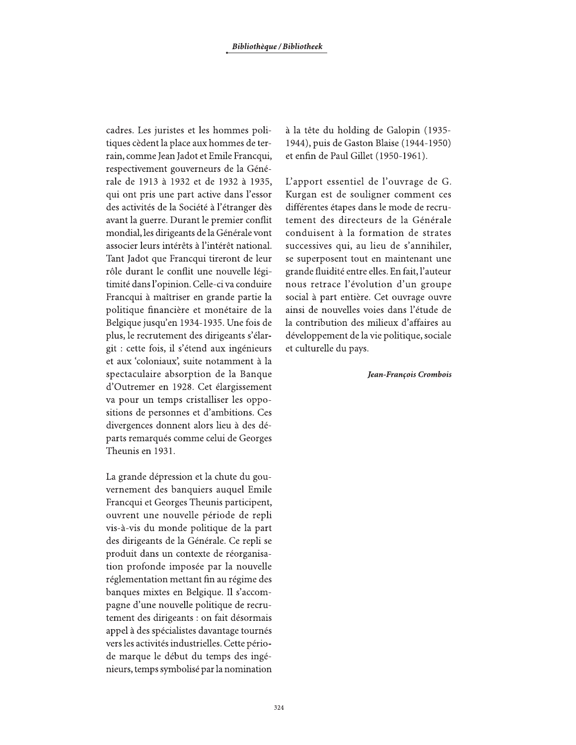cadres. Les juristes et les hommes politiques cèdent la place aux hommes de terrain, comme Jean Jadot et Emile Francqui, respectivement gouverneurs de la Générale de 1913 à 1932 et de 1932 à 1935, qui ont pris une part active dans l'essor des activités de la Société à l'étranger dès avant la guerre. Durant le premier conflit mondial, les dirigeants de la Générale vont associer leurs intérêts à l'intérêt national. Tant Jadot que Francqui tireront de leur rôle durant le conflit une nouvelle légitimité dans l'opinion. Celle-ci va conduire Francqui à maîtriser en grande partie la politique financière et monétaire de la Belgique jusqu'en 1934-1935. Une fois de plus, le recrutement des dirigeants s'élargit : cette fois, il s'étend aux ingénieurs et aux 'coloniaux', suite notamment à la spectaculaire absorption de la Banque d'Outremer en 1928. Cet élargissement va pour un temps cristalliser les oppositions de personnes et d'ambitions. Ces divergences donnent alors lieu à des départs remarqués comme celui de Georges Theunis en 1931.

La grande dépression et la chute du gouvernement des banquiers auquel Emile Francqui et Georges Theunis participent, ouvrent une nouvelle période de repli vis-à-vis du monde politique de la part des dirigeants de la Générale. Ce repli se produit dans un contexte de réorganisation profonde imposée par la nouvelle réglementation mettant fin au régime des banques mixtes en Belgique. Il s'accompagne d'une nouvelle politique de recrutement des dirigeants : on fait désormais appel à des spécialistes davantage tournés vers les activités industrielles. Cette période marque le début du temps des ingénieurs, temps symbolisé par la nomination à la tête du holding de Galopin (1935-1944), puis de Gaston Blaise (1944-1950) et enfin de Paul Gillet (1950-1961).

L'apport essentiel de l'ouvrage de G. Kurgan est de souligner comment ces différentes étapes dans le mode de recrutement des directeurs de la Générale conduisent à la formation de strates successives qui, au lieu de s'annihiler, se superposent tout en maintenant une grande fluidité entre elles. En fait, l'auteur nous retrace l'évolution d'un groupe social à part entière. Cet ouvrage ouvre ainsi de nouvelles voies dans l'étude de la contribution des milieux d'affaires au développement de la vie politique, sociale et culturelle du pays.

***Jean-François Crombois***